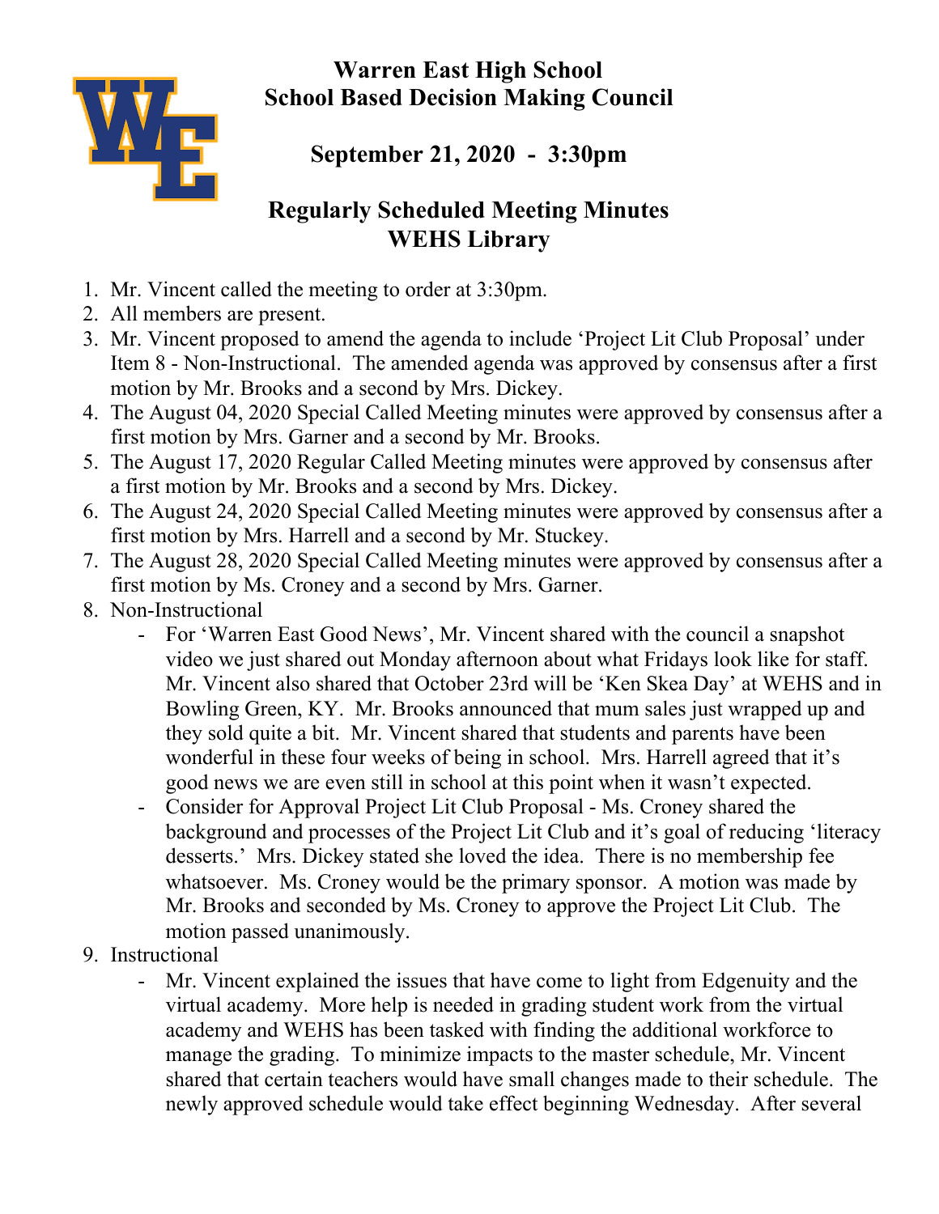# Warren East High School
# School Based Decision Making Council

## September 21, 2020 - 3:30pm

## Regularly Scheduled Meeting Minutes
## WEHS Library

1. Mr. Vincent called the meeting to order at 3:30pm.
2. All members are present.
3. Mr. Vincent proposed to amend the agenda to include 'Project Lit Club Proposal' under Item 8 - Non-Instructional. The amended agenda was approved by consensus after a first motion by Mr. Brooks and a second by Mrs. Dickey.
4. The August 04, 2020 Special Called Meeting minutes were approved by consensus after a first motion by Mrs. Garner and a second by Mr. Brooks.
5. The August 17, 2020 Regular Called Meeting minutes were approved by consensus after a first motion by Mr. Brooks and a second by Mrs. Dickey.
6. The August 24, 2020 Special Called Meeting minutes were approved by consensus after a first motion by Mrs. Harrell and a second by Mr. Stuckey.
7. The August 28, 2020 Special Called Meeting minutes were approved by consensus after a first motion by Ms. Croney and a second by Mrs. Garner.
8. Non-Instructional
   - For 'Warren East Good News', Mr. Vincent shared with the council a snapshot video we just shared out Monday afternoon about what Fridays look like for staff. Mr. Vincent also shared that October 23rd will be 'Ken Skea Day' at WEHS and in Bowling Green, KY. Mr. Brooks announced that mum sales just wrapped up and they sold quite a bit. Mr. Vincent shared that students and parents have been wonderful in these four weeks of being in school. Mrs. Harrell agreed that it's good news we are even still in school at this point when it wasn't expected.
   - Consider for Approval Project Lit Club Proposal - Ms. Croney shared the background and processes of the Project Lit Club and it's goal of reducing 'literacy desserts.' Mrs. Dickey stated she loved the idea. There is no membership fee whatsoever. Ms. Croney would be the primary sponsor. A motion was made by Mr. Brooks and seconded by Ms. Croney to approve the Project Lit Club. The motion passed unanimously.
9. Instructional
   - Mr. Vincent explained the issues that have come to light from Edgenuity and the virtual academy. More help is needed in grading student work from the virtual academy and WEHS has been tasked with finding the additional workforce to manage the grading. To minimize impacts to the master schedule, Mr. Vincent shared that certain teachers would have small changes made to their schedule. The newly approved schedule would take effect beginning Wednesday. After several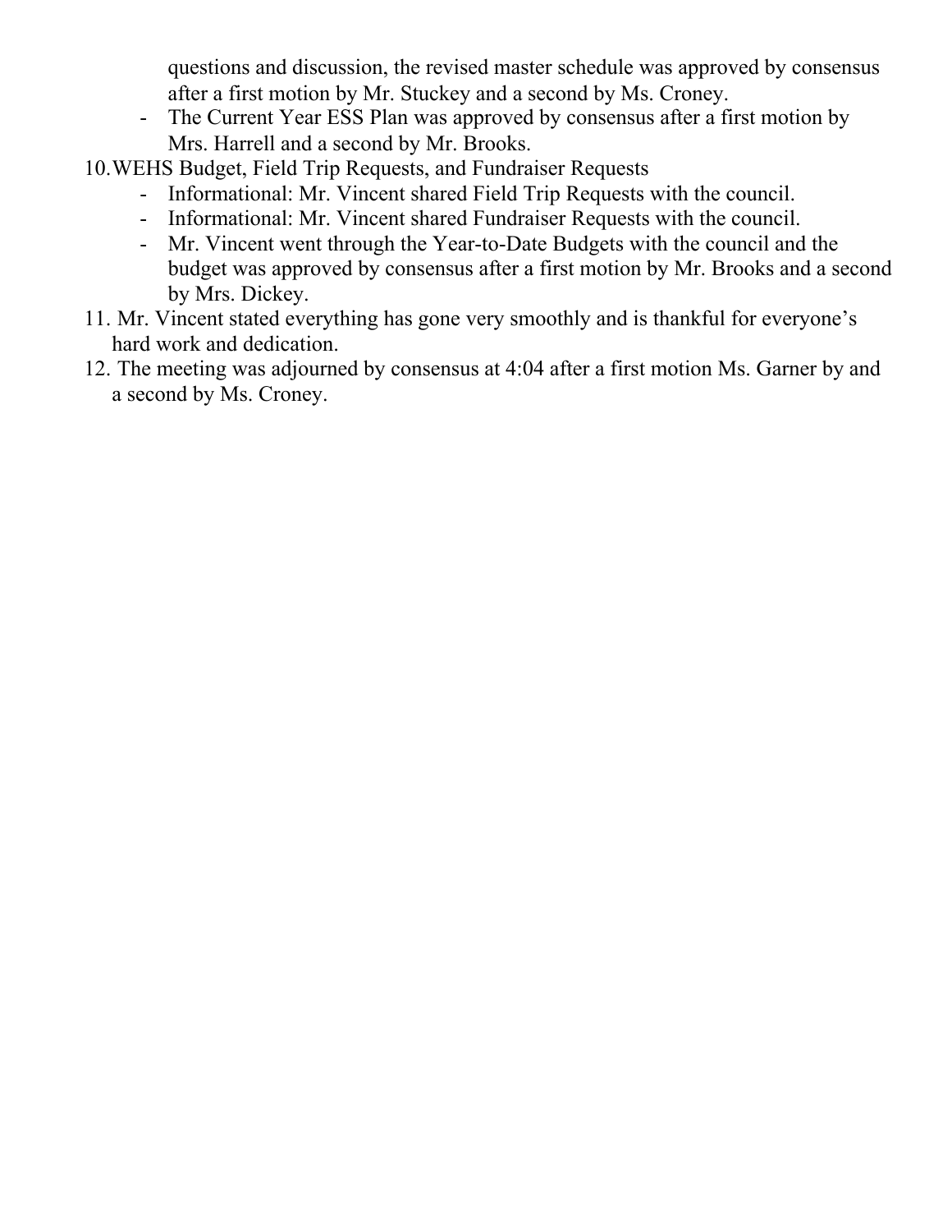questions and discussion, the revised master schedule was approved by consensus after a first motion by Mr. Stuckey and a second by Ms. Croney.

- The Current Year ESS Plan was approved by consensus after a first motion by Mrs. Harrell and a second by Mr. Brooks.

10. WEHS Budget, Field Trip Requests, and Fundraiser Requests
    - Informational: Mr. Vincent shared Field Trip Requests with the council.
    - Informational: Mr. Vincent shared Fundraiser Requests with the council.
    - Mr. Vincent went through the Year-to-Date Budgets with the council and the budget was approved by consensus after a first motion by Mr. Brooks and a second by Mrs. Dickey.
11. Mr. Vincent stated everything has gone very smoothly and is thankful for everyone's hard work and dedication.
12. The meeting was adjourned by consensus at 4:04 after a first motion Ms. Garner by and a second by Ms. Croney.